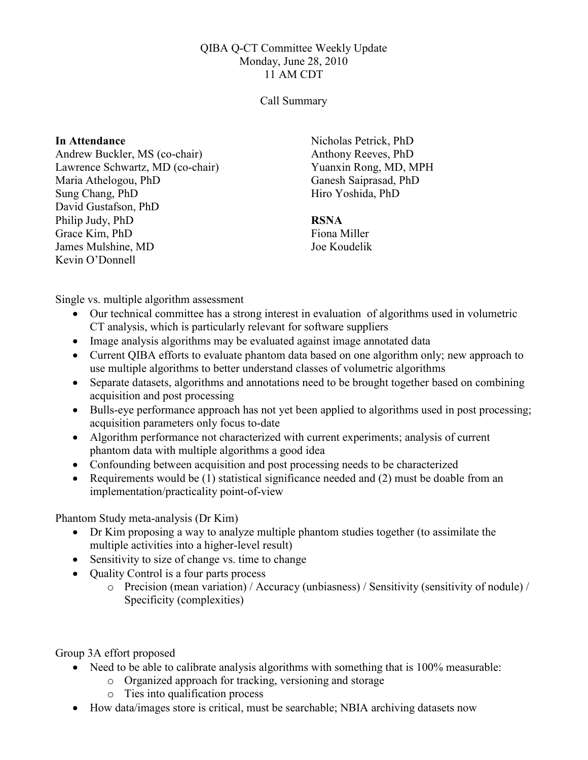QIBA Q-CT Committee Weekly Update
Monday, June 28, 2010
11 AM CDT

Call Summary

**In Attendance**
Andrew Buckler, MS (co-chair)
Lawrence Schwartz, MD (co-chair)
Maria Athelogou, PhD
Sung Chang, PhD
David Gustafson, PhD
Philip Judy, PhD
Grace Kim, PhD
James Mulshine, MD
Kevin O'Donnell
Nicholas Petrick, PhD
Anthony Reeves, PhD
Yuanxin Rong, MD, MPH
Ganesh Saiprasad, PhD
Hiro Yoshida, PhD

**RSNA**
Fiona Miller
Joe Koudelik

Single vs. multiple algorithm assessment

- Our technical committee has a strong interest in evaluation of algorithms used in volumetric CT analysis, which is particularly relevant for software suppliers
- Image analysis algorithms may be evaluated against image annotated data
- Current QIBA efforts to evaluate phantom data based on one algorithm only; new approach to use multiple algorithms to better understand classes of volumetric algorithms
- Separate datasets, algorithms and annotations need to be brought together based on combining acquisition and post processing
- Bulls-eye performance approach has not yet been applied to algorithms used in post processing; acquisition parameters only focus to-date
- Algorithm performance not characterized with current experiments; analysis of current phantom data with multiple algorithms a good idea
- Confounding between acquisition and post processing needs to be characterized
- Requirements would be (1) statistical significance needed and (2) must be doable from an implementation/practicality point-of-view

Phantom Study meta-analysis (Dr Kim)

- Dr Kim proposing a way to analyze multiple phantom studies together (to assimilate the multiple activities into a higher-level result)
- Sensitivity to size of change vs. time to change
- Quality Control is a four parts process
  - Precision (mean variation) / Accuracy (unbiasness) / Sensitivity (sensitivity of nodule) / Specificity (complexities)

Group 3A effort proposed

- Need to be able to calibrate analysis algorithms with something that is 100% measurable:
  - Organized approach for tracking, versioning and storage
  - Ties into qualification process
- How data/images store is critical, must be searchable; NBIA archiving datasets now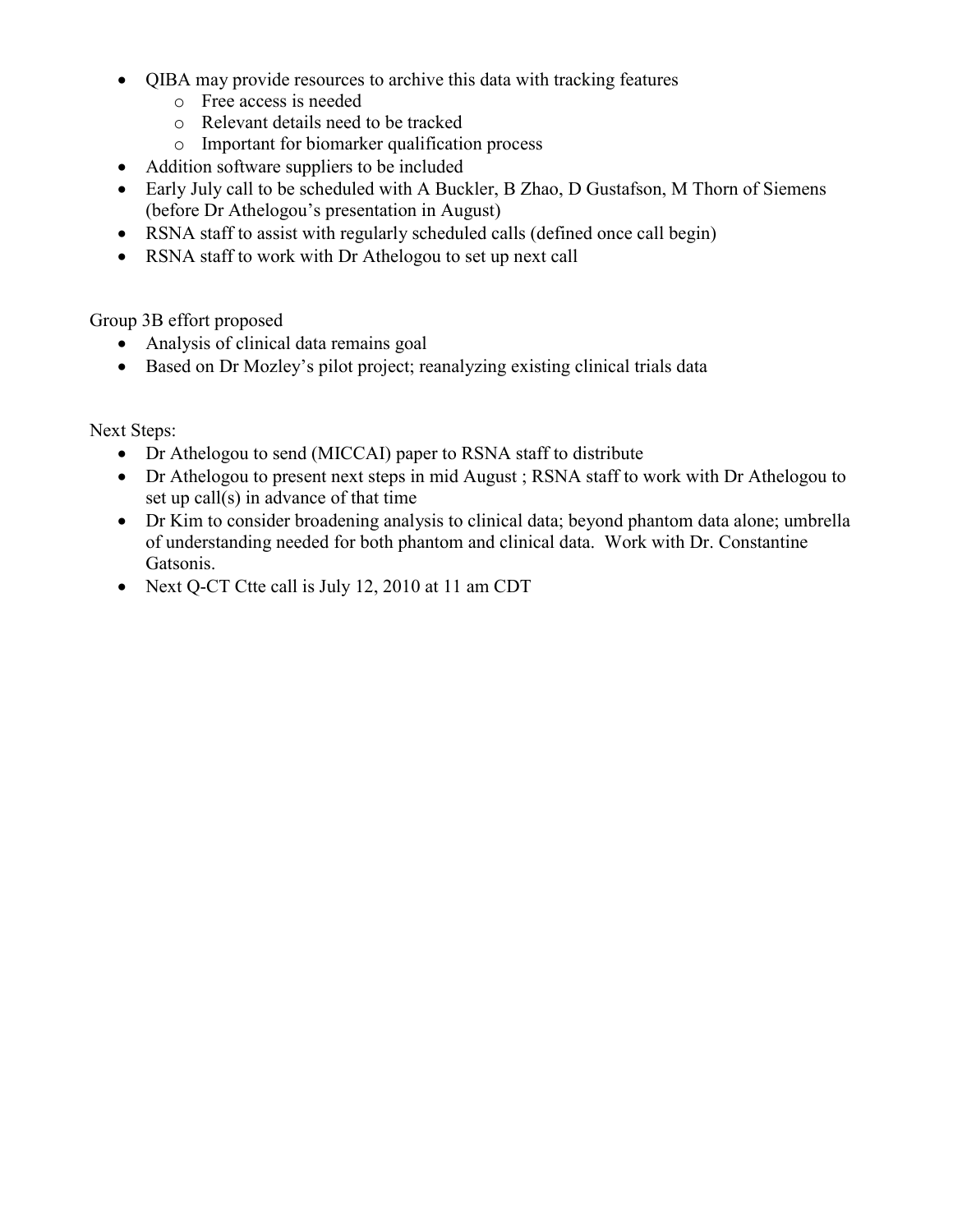- QIBA may provide resources to archive this data with tracking features
  - Free access is needed
  - Relevant details need to be tracked
  - Important for biomarker qualification process
- Addition software suppliers to be included
- Early July call to be scheduled with A Buckler, B Zhao, D Gustafson, M Thorn of Siemens (before Dr Athelogou's presentation in August)
- RSNA staff to assist with regularly scheduled calls (defined once call begin)
- RSNA staff to work with Dr Athelogou to set up next call

Group 3B effort proposed

- Analysis of clinical data remains goal
- Based on Dr Mozley's pilot project; reanalyzing existing clinical trials data

Next Steps:

- Dr Athelogou to send (MICCAI) paper to RSNA staff to distribute
- Dr Athelogou to present next steps in mid August ; RSNA staff to work with Dr Athelogou to set up call(s) in advance of that time
- Dr Kim to consider broadening analysis to clinical data; beyond phantom data alone; umbrella of understanding needed for both phantom and clinical data. Work with Dr. Constantine Gatsonis.
- Next Q-CT Ctte call is July 12, 2010 at 11 am CDT